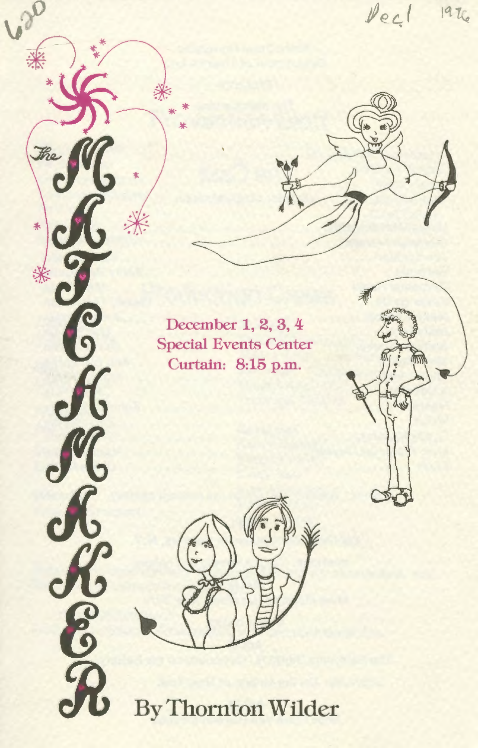620

Dec 1 1976

# The MATCHMAKER

December 1, 2, 3, 4
Special Events Center
Curtain: 8:15 p.m.

By Thornton Wilder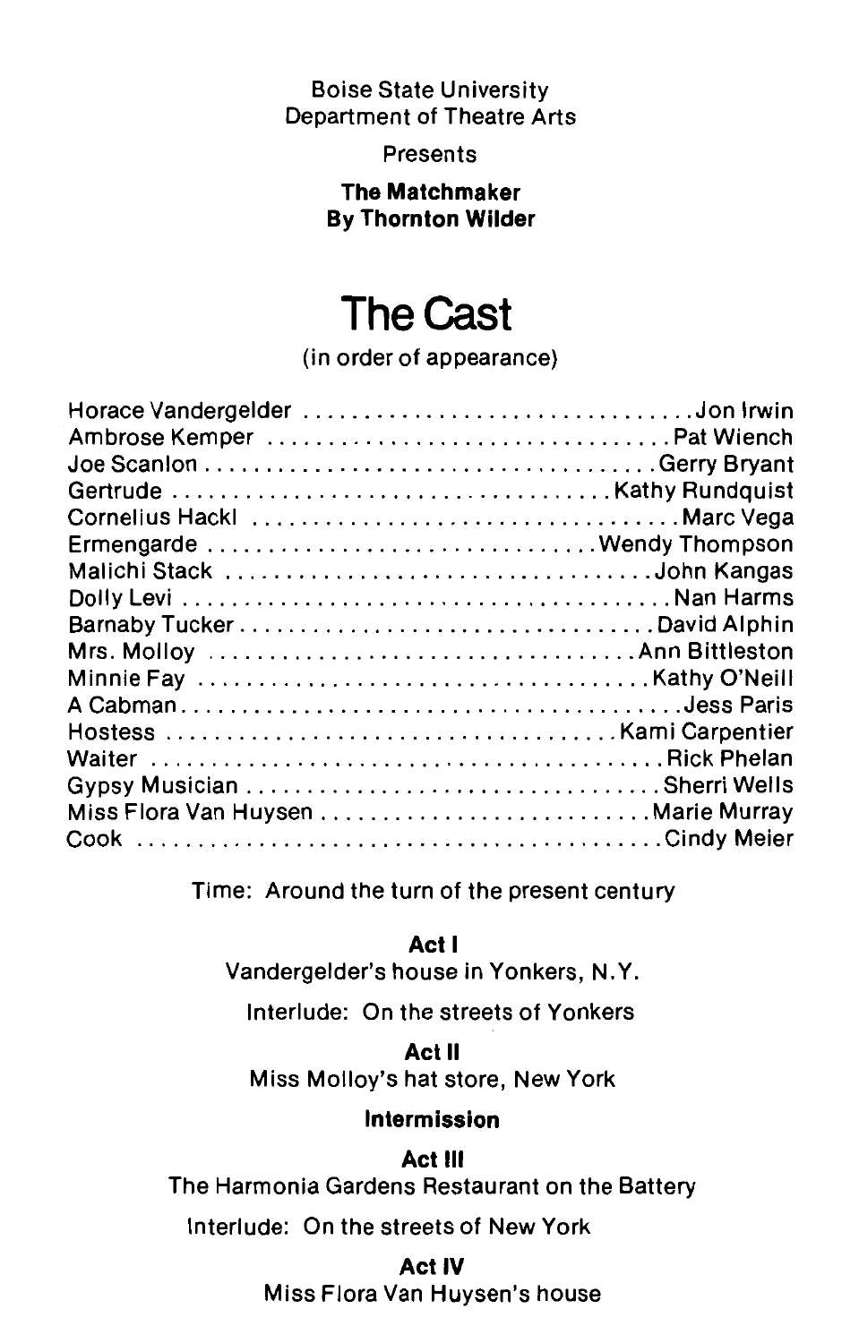Boise State University
Department of Theatre Arts

Presents

**The Matchmaker**
**By Thornton Wilder**

# The Cast

(in order of appearance)

| Role | Actor |
|---|---|
| Horace Vandergelder | Jon Irwin |
| Ambrose Kemper | Pat Wiench |
| Joe Scanlon | Gerry Bryant |
| Gertrude | Kathy Rundquist |
| Cornelius Hackl | Marc Vega |
| Ermengarde | Wendy Thompson |
| Malichi Stack | John Kangas |
| Dolly Levi | Nan Harms |
| Barnaby Tucker | David Alphin |
| Mrs. Molloy | Ann Bittleston |
| Minnie Fay | Kathy O'Neill |
| A Cabman | Jess Paris |
| Hostess | Kami Carpentier |
| Waiter | Rick Phelan |
| Gypsy Musician | Sherri Wells |
| Miss Flora Van Huysen | Marie Murray |
| Cook | Cindy Meier |

Time: Around the turn of the present century

**Act I**

Vandergelder's house in Yonkers, N.Y.

Interlude: On the streets of Yonkers

**Act II**

Miss Molloy's hat store, New York

**Intermission**

**Act III**

The Harmonia Gardens Restaurant on the Battery

Interlude: On the streets of New York

**Act IV**

Miss Flora Van Huysen's house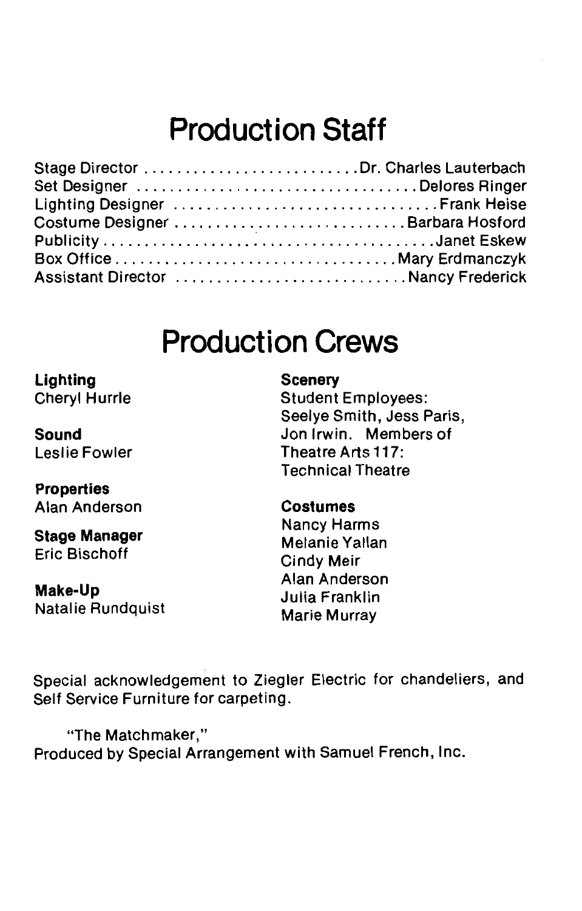# Production Staff

Stage Director . . . . . . . . . . . . . . . . . . . . . . . . . Dr. Charles Lauterbach
Set Designer . . . . . . . . . . . . . . . . . . . . . . . . . . . . . . . . . Delores Ringer
Lighting Designer . . . . . . . . . . . . . . . . . . . . . . . . . . . . . . . Frank Heise
Costume Designer . . . . . . . . . . . . . . . . . . . . . . . . . . . Barbara Hosford
Publicity . . . . . . . . . . . . . . . . . . . . . . . . . . . . . . . . . . . . . . . . Janet Eskew
Box Office . . . . . . . . . . . . . . . . . . . . . . . . . . . . . . . . . Mary Erdmanczyk
Assistant Director . . . . . . . . . . . . . . . . . . . . . . . . . . . Nancy Frederick

# Production Crews

**Lighting**
Cheryl Hurrle

**Sound**
Leslie Fowler

**Properties**
Alan Anderson

**Stage Manager**
Eric Bischoff

**Make-Up**
Natalie Rundquist

**Scenery**
Student Employees:
Seelye Smith, Jess Paris,
Jon Irwin. Members of
Theatre Arts 117:
Technical Theatre

**Costumes**
Nancy Harms
Melanie Yallan
Cindy Meir
Alan Anderson
Julia Franklin
Marie Murray

Special acknowledgement to Ziegler Electric for chandeliers, and Self Service Furniture for carpeting.

"The Matchmaker,"
Produced by Special Arrangement with Samuel French, Inc.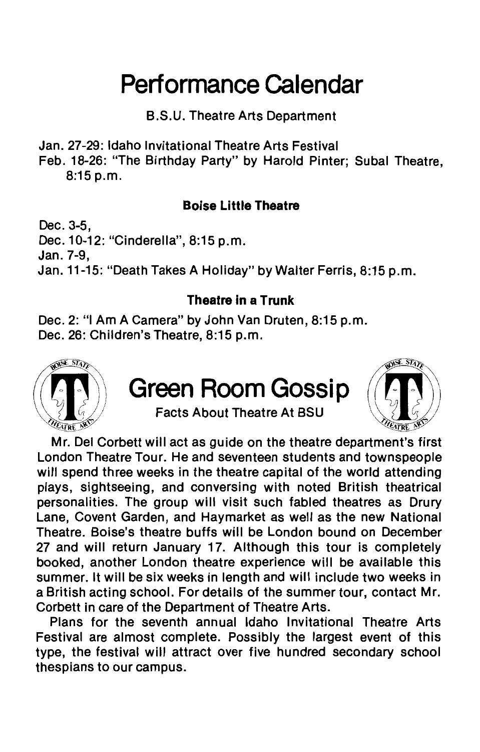# Performance Calendar

B.S.U. Theatre Arts Department

Jan. 27-29: Idaho Invitational Theatre Arts Festival
Feb. 18-26: "The Birthday Party" by Harold Pinter; Subal Theatre, 8:15 p.m.

**Boise Little Theatre**

Dec. 3-5,
Dec. 10-12: "Cinderella", 8:15 p.m.
Jan. 7-9,
Jan. 11-15: "Death Takes A Holiday" by Walter Ferris, 8:15 p.m.

**Theatre in a Trunk**

Dec. 2: "I Am A Camera" by John Van Druten, 8:15 p.m.
Dec. 26: Children's Theatre, 8:15 p.m.

# Green Room Gossip

Facts About Theatre At BSU

Mr. Del Corbett will act as guide on the theatre department's first London Theatre Tour. He and seventeen students and townspeople will spend three weeks in the theatre capital of the world attending plays, sightseeing, and conversing with noted British theatrical personalities. The group will visit such fabled theatres as Drury Lane, Covent Garden, and Haymarket as well as the new National Theatre. Boise's theatre buffs will be London bound on December 27 and will return January 17. Although this tour is completely booked, another London theatre experience will be available this summer. It will be six weeks in length and will include two weeks in a British acting school. For details of the summer tour, contact Mr. Corbett in care of the Department of Theatre Arts.

Plans for the seventh annual Idaho Invitational Theatre Arts Festival are almost complete. Possibly the largest event of this type, the festival will attract over five hundred secondary school thespians to our campus.